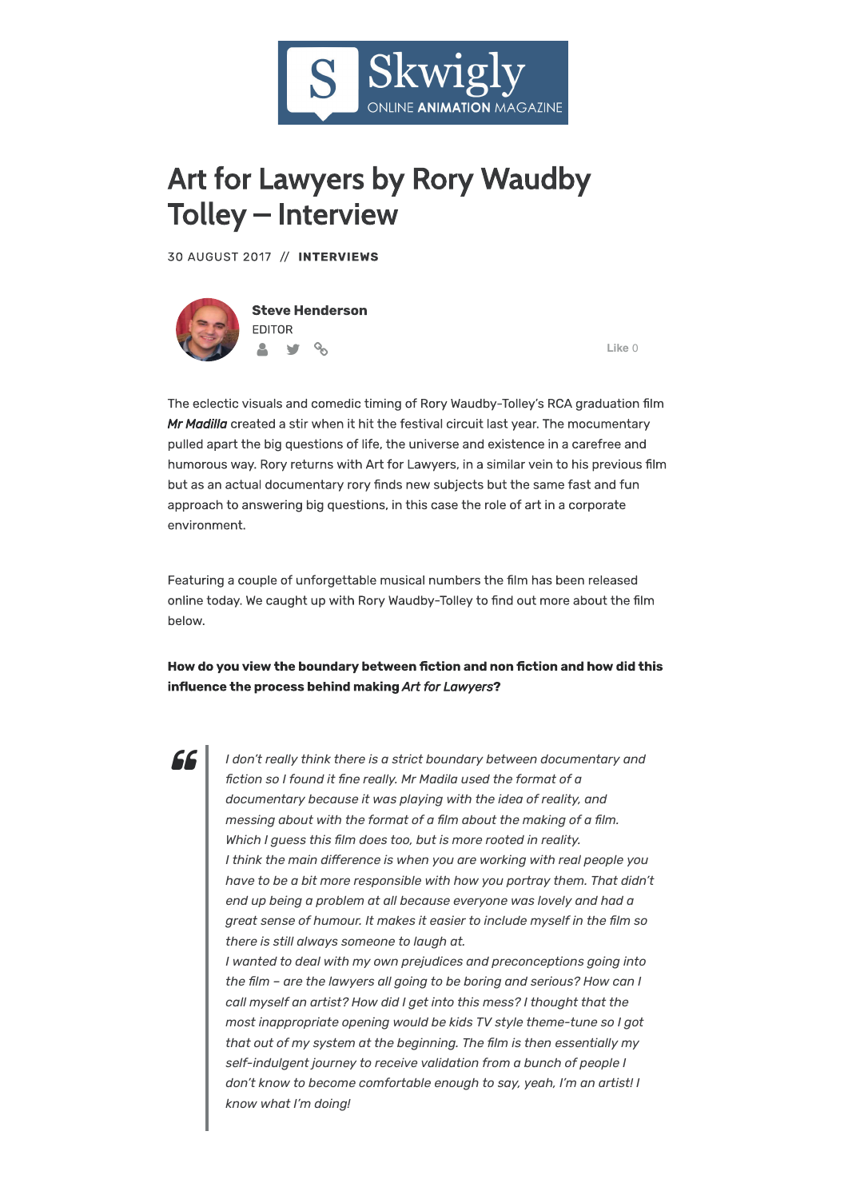Skwigly ONLINE ANIMATION MAGAZINE

# Art for Lawyers by Rory Waudby Tolley – Interview

30 AUGUST 2017 // **INTERVIEWS**

**Steve Henderson**
EDITOR

Like 0

The eclectic visuals and comedic timing of Rory Waudby-Tolley's RCA graduation film ***Mr Madilla*** created a stir when it hit the festival circuit last year. The mocumentary pulled apart the big questions of life, the universe and existence in a carefree and humorous way. Rory returns with Art for Lawyers, in a similar vein to his previous film but as an actual documentary rory finds new subjects but the same fast and fun approach to answering big questions, in this case the role of art in a corporate environment.

Featuring a couple of unforgettable musical numbers the film has been released online today. We caught up with Rory Waudby-Tolley to find out more about the film below.

**How do you view the boundary between fiction and non fiction and how did this influence the process behind making *Art for Lawyers*?**

> *I don't really think there is a strict boundary between documentary and fiction so I found it fine really. Mr Madila used the format of a documentary because it was playing with the idea of reality, and messing about with the format of a film about the making of a film. Which I guess this film does too, but is more rooted in reality.*
> *I think the main difference is when you are working with real people you have to be a bit more responsible with how you portray them. That didn't end up being a problem at all because everyone was lovely and had a great sense of humour. It makes it easier to include myself in the film so there is still always someone to laugh at.*
> *I wanted to deal with my own prejudices and preconceptions going into the film – are the lawyers all going to be boring and serious? How can I call myself an artist? How did I get into this mess? I thought that the most inappropriate opening would be kids TV style theme-tune so I got that out of my system at the beginning. The film is then essentially my self-indulgent journey to receive validation from a bunch of people I don't know to become comfortable enough to say, yeah, I'm an artist! I know what I'm doing!*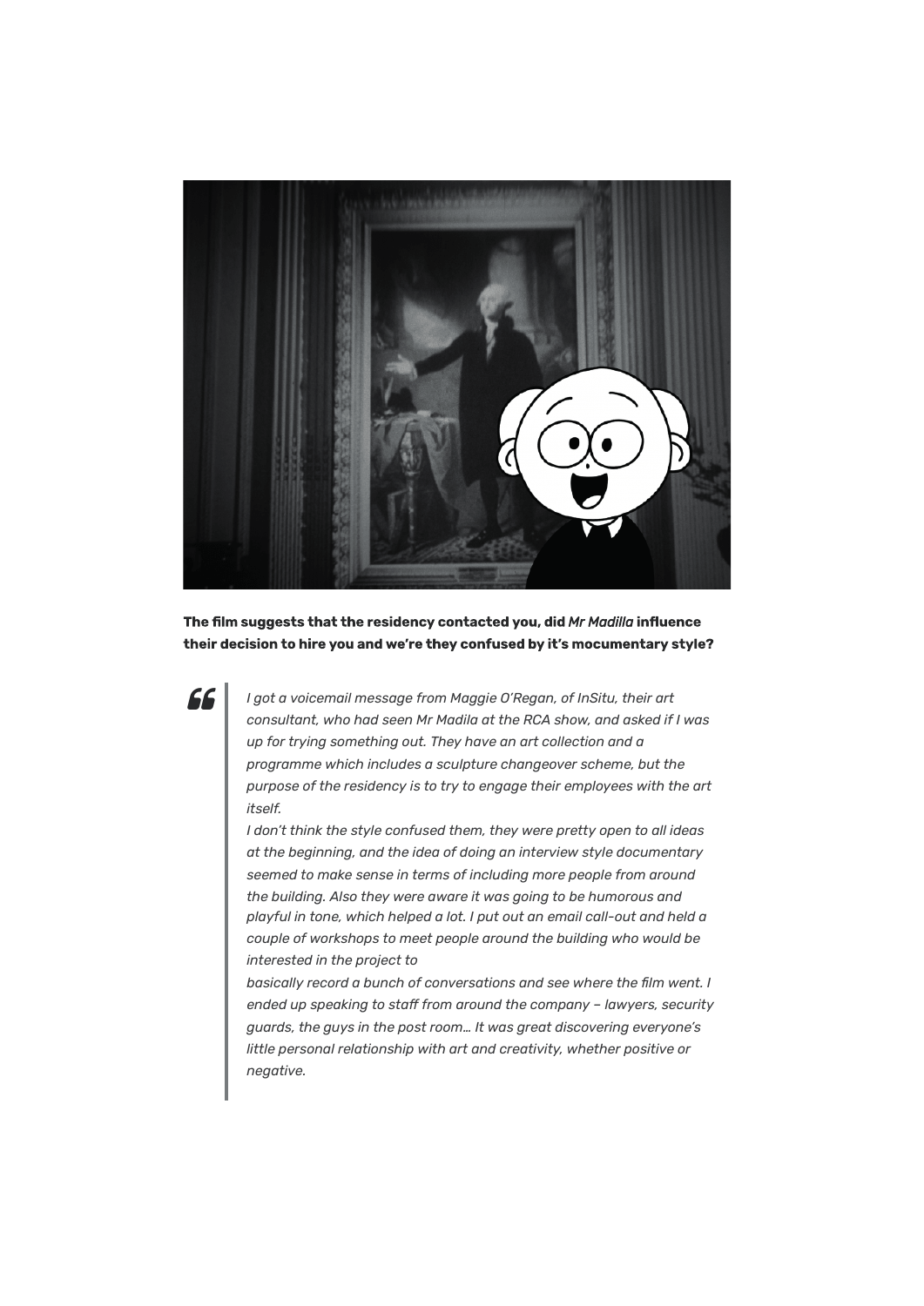**The film suggests that the residency contacted you, did *Mr Madilla* influence their decision to hire you and we're they confused by it's mocumentary style?**

> *I got a voicemail message from Maggie O'Regan, of InSitu, their art consultant, who had seen Mr Madila at the RCA show, and asked if I was up for trying something out. They have an art collection and a programme which includes a sculpture changeover scheme, but the purpose of the residency is to try to engage their employees with the art itself.*
>
> *I don't think the style confused them, they were pretty open to all ideas at the beginning, and the idea of doing an interview style documentary seemed to make sense in terms of including more people from around the building. Also they were aware it was going to be humorous and playful in tone, which helped a lot. I put out an email call-out and held a couple of workshops to meet people around the building who would be interested in the project to*
>
> *basically record a bunch of conversations and see where the film went. I ended up speaking to staff from around the company – lawyers, security guards, the guys in the post room… It was great discovering everyone's little personal relationship with art and creativity, whether positive or negative.*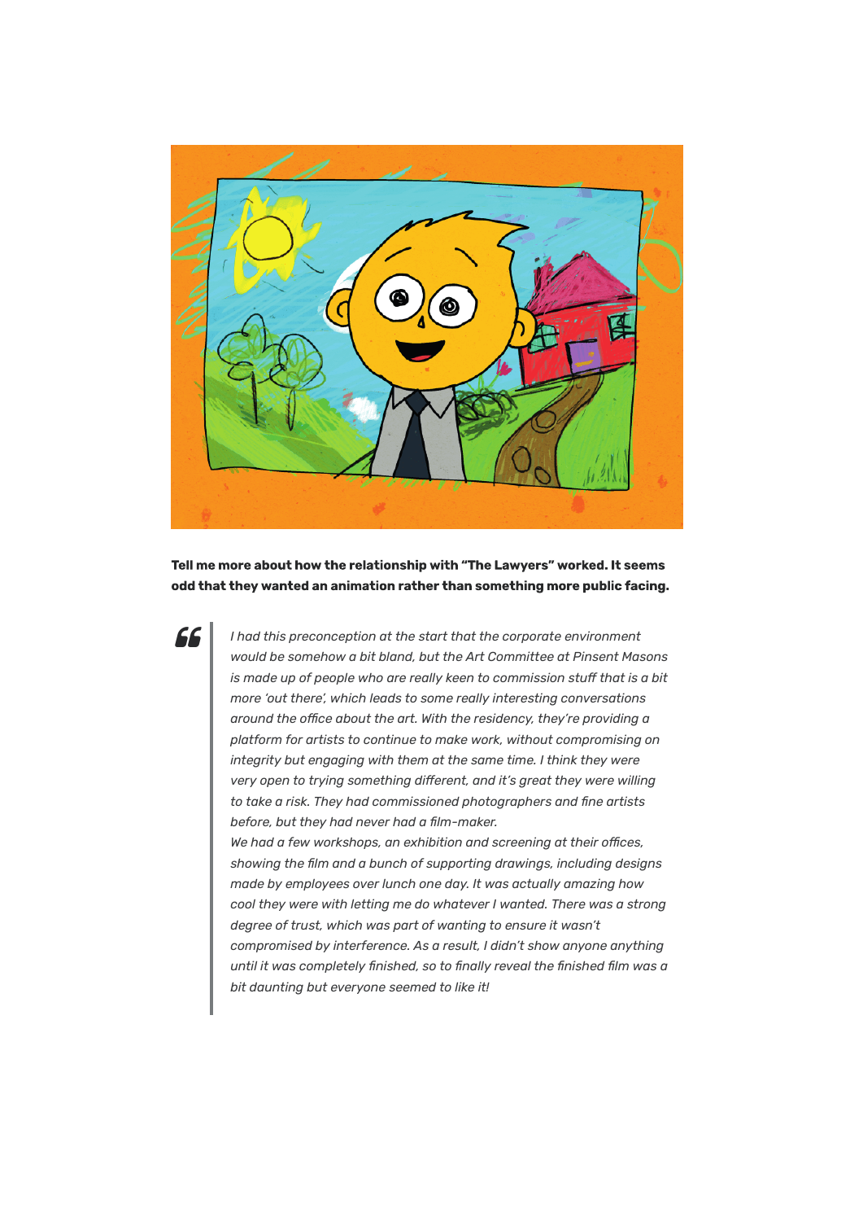**Tell me more about how the relationship with "The Lawyers" worked. It seems odd that they wanted an animation rather than something more public facing.**

> *I had this preconception at the start that the corporate environment would be somehow a bit bland, but the Art Committee at Pinsent Masons is made up of people who are really keen to commission stuff that is a bit more 'out there', which leads to some really interesting conversations around the office about the art. With the residency, they're providing a platform for artists to continue to make work, without compromising on integrity but engaging with them at the same time. I think they were very open to trying something different, and it's great they were willing to take a risk. They had commissioned photographers and fine artists before, but they had never had a film-maker.*
>
> *We had a few workshops, an exhibition and screening at their offices, showing the film and a bunch of supporting drawings, including designs made by employees over lunch one day. It was actually amazing how cool they were with letting me do whatever I wanted. There was a strong degree of trust, which was part of wanting to ensure it wasn't compromised by interference. As a result, I didn't show anyone anything until it was completely finished, so to finally reveal the finished film was a bit daunting but everyone seemed to like it!*